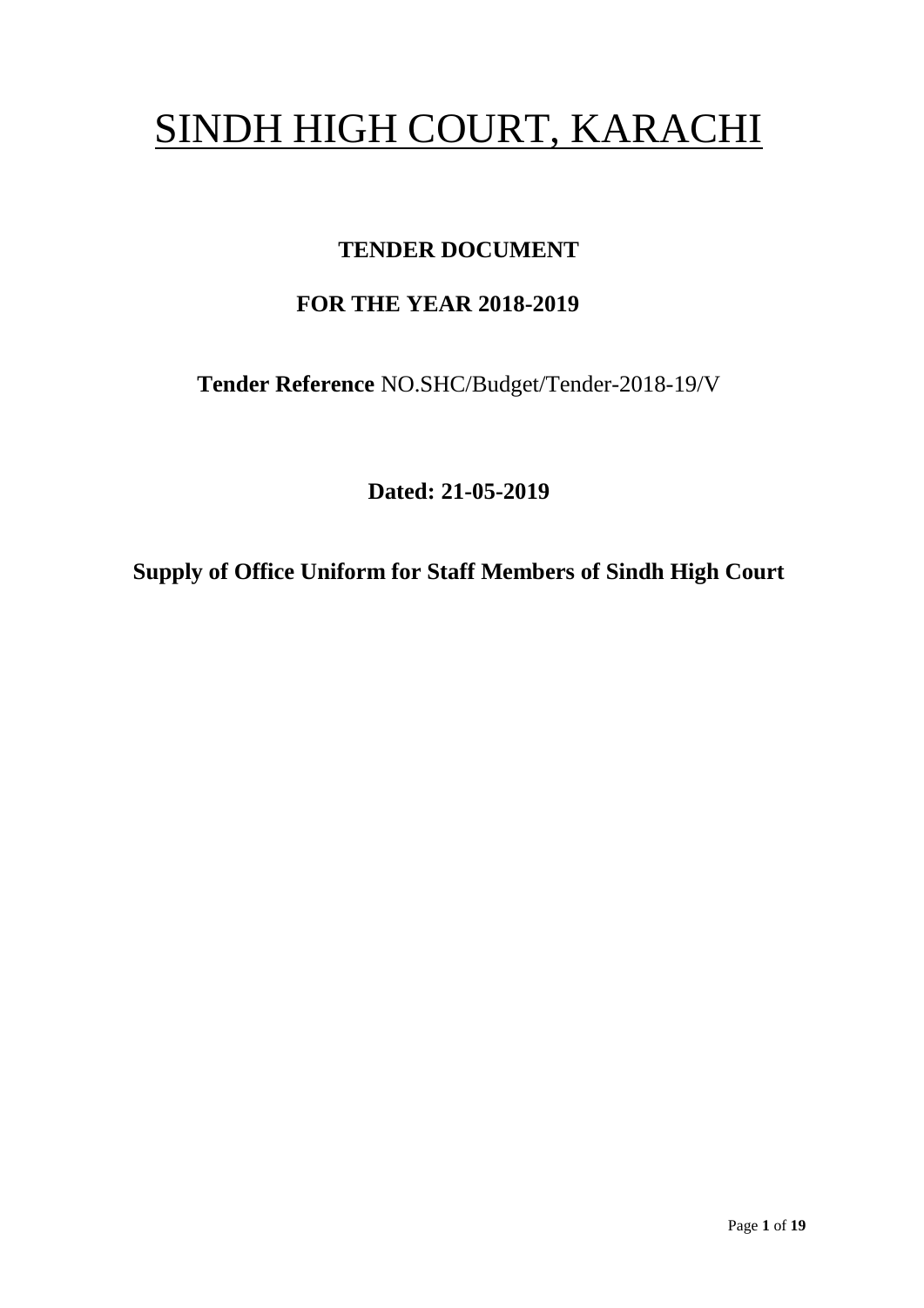# SINDH HIGH COURT, KARACHI

**TENDER DOCUMENT**

**FOR THE YEAR 2018-2019**

**Tender Reference** NO.SHC/Budget/Tender-2018-19/V

**Dated: 21-05-2019**

**Supply of Office Uniform for Staff Members of Sindh High Court**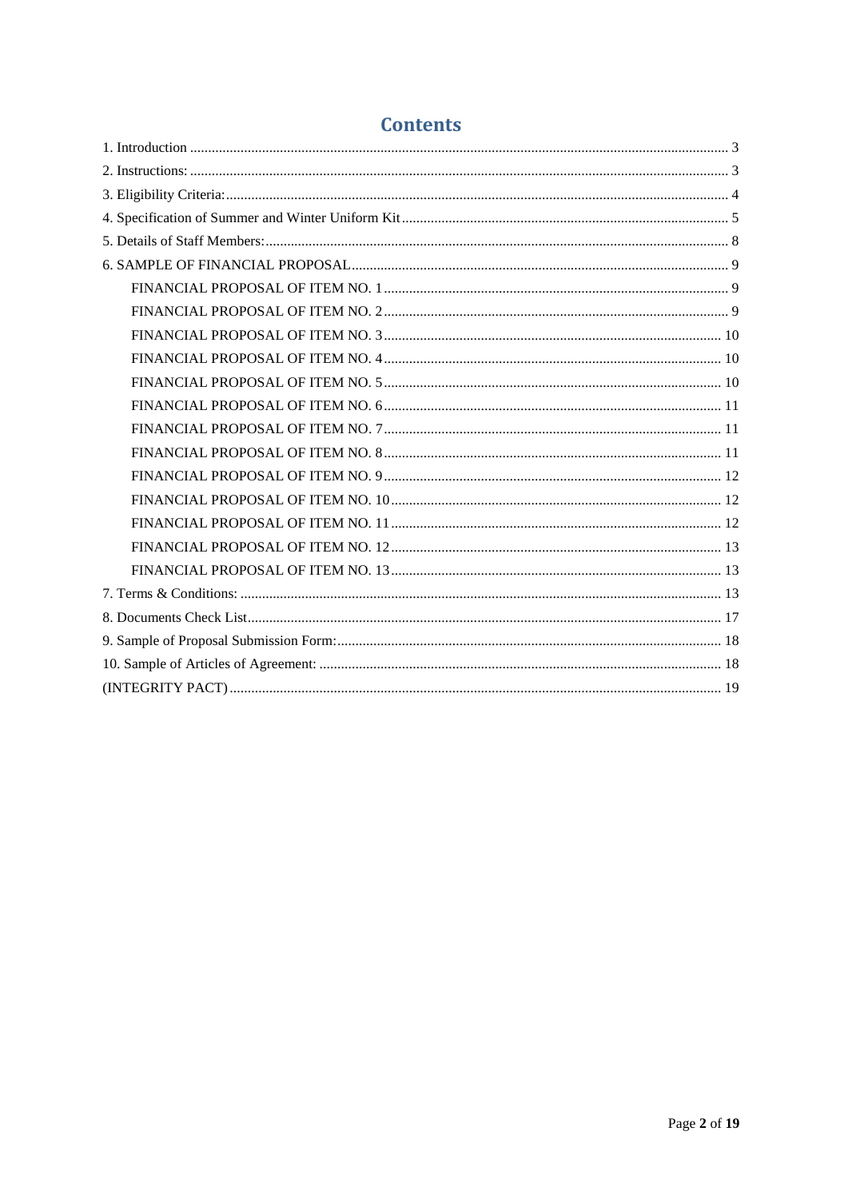# Contents

1. Introduction ........................................................................................................ 3
2. Instructions: ........................................................................................................ 3
3. Eligibility Criteria:............................................................................................... 4
4. Specification of Summer and Winter Uniform Kit ................................................ 5
5. Details of Staff Members:.................................................................................... 8
6. SAMPLE OF FINANCIAL PROPOSAL ................................................................. 9
   - FINANCIAL PROPOSAL OF ITEM NO. 1 ....................................................... 9
   - FINANCIAL PROPOSAL OF ITEM NO. 2 ....................................................... 9
   - FINANCIAL PROPOSAL OF ITEM NO. 3 ....................................................... 10
   - FINANCIAL PROPOSAL OF ITEM NO. 4 ....................................................... 10
   - FINANCIAL PROPOSAL OF ITEM NO. 5 ....................................................... 10
   - FINANCIAL PROPOSAL OF ITEM NO. 6 ....................................................... 11
   - FINANCIAL PROPOSAL OF ITEM NO. 7 ....................................................... 11
   - FINANCIAL PROPOSAL OF ITEM NO. 8 ....................................................... 11
   - FINANCIAL PROPOSAL OF ITEM NO. 9 ....................................................... 12
   - FINANCIAL PROPOSAL OF ITEM NO. 10 ..................................................... 12
   - FINANCIAL PROPOSAL OF ITEM NO. 11 ..................................................... 12
   - FINANCIAL PROPOSAL OF ITEM NO. 12 ..................................................... 13
   - FINANCIAL PROPOSAL OF ITEM NO. 13 ..................................................... 13
7. Terms & Conditions: ........................................................................................... 13
8. Documents Check List......................................................................................... 17
9. Sample of Proposal Submission Form:.................................................................. 18
10. Sample of Articles of Agreement: ....................................................................... 18

(INTEGRITY PACT) ................................................................................................ 19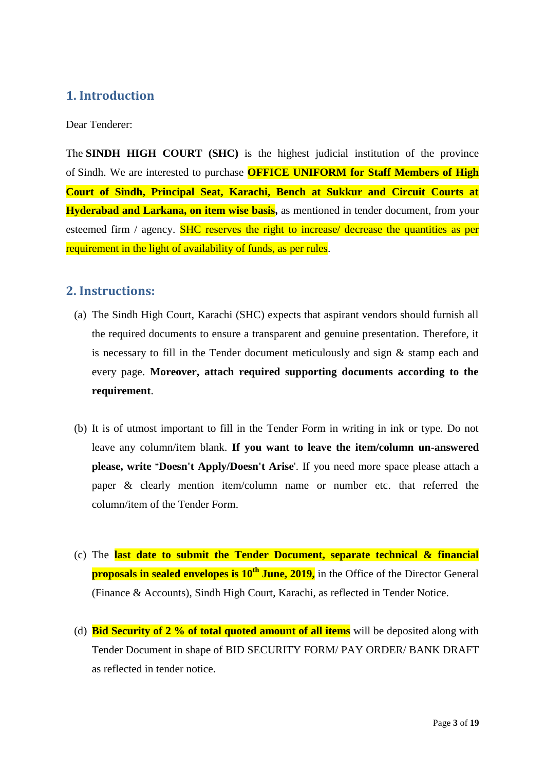## 1. Introduction

Dear Tenderer:

The **SINDH HIGH COURT (SHC)** is the highest judicial institution of the province of Sindh. We are interested to purchase **OFFICE UNIFORM for Staff Members of High Court of Sindh, Principal Seat, Karachi, Bench at Sukkur and Circuit Courts at Hyderabad and Larkana, on item wise basis,** as mentioned in tender document, from your esteemed firm / agency. SHC reserves the right to increase/ decrease the quantities as per requirement in the light of availability of funds, as per rules.

## 2. Instructions:

(a) The Sindh High Court, Karachi (SHC) expects that aspirant vendors should furnish all the required documents to ensure a transparent and genuine presentation. Therefore, it is necessary to fill in the Tender document meticulously and sign & stamp each and every page. **Moreover, attach required supporting documents according to the requirement**.

(b) It is of utmost important to fill in the Tender Form in writing in ink or type. Do not leave any column/item blank. **If you want to leave the item/column un-answered please, write "Doesn't Apply/Doesn't Arise'**. If you need more space please attach a paper & clearly mention item/column name or number etc. that referred the column/item of the Tender Form.

(c) The **last date to submit the Tender Document, separate technical & financial proposals in sealed envelopes is 10th June, 2019,** in the Office of the Director General (Finance & Accounts), Sindh High Court, Karachi, as reflected in Tender Notice.

(d) **Bid Security of 2 % of total quoted amount of all items** will be deposited along with Tender Document in shape of BID SECURITY FORM/ PAY ORDER/ BANK DRAFT as reflected in tender notice.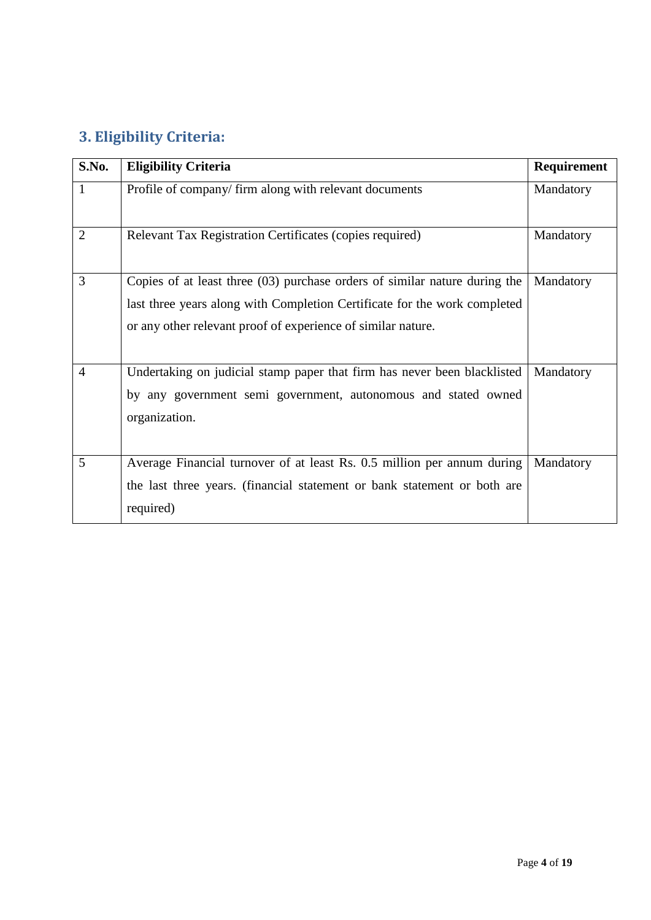## 3. Eligibility Criteria:

| S.No. | Eligibility Criteria | Requirement |
|---|---|---|
| 1 | Profile of company/ firm along with relevant documents | Mandatory |
| 2 | Relevant Tax Registration Certificates (copies required) | Mandatory |
| 3 | Copies of at least three (03) purchase orders of similar nature during the last three years along with Completion Certificate for the work completed or any other relevant proof of experience of similar nature. | Mandatory |
| 4 | Undertaking on judicial stamp paper that firm has never been blacklisted by any government semi government, autonomous and stated owned organization. | Mandatory |
| 5 | Average Financial turnover of at least Rs. 0.5 million per annum during the last three years. (financial statement or bank statement or both are required) | Mandatory |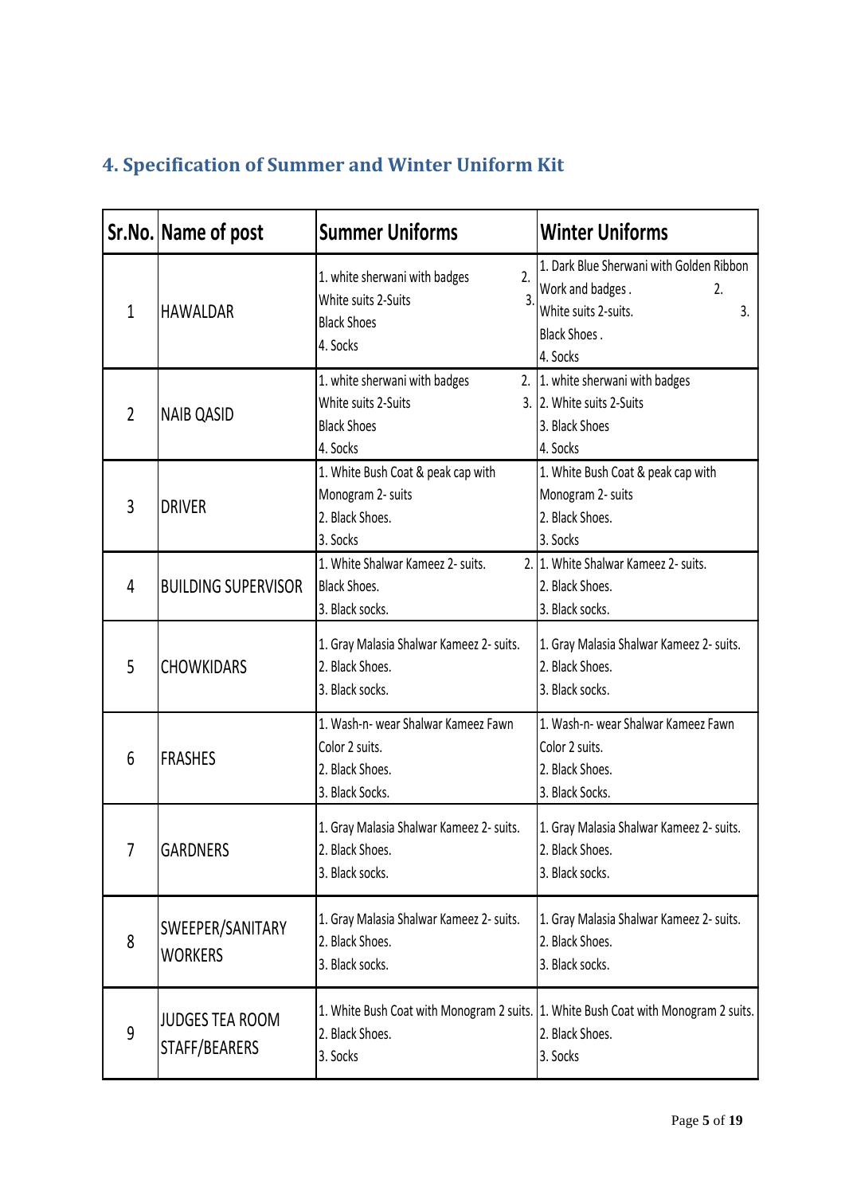## 4. Specification of Summer and Winter Uniform Kit

| Sr.No. | Name of post | Summer Uniforms | Winter Uniforms |
|---|---|---|---|
| 1 | HAWALDAR | 1. white sherwani with badges 2. White suits 2-Suits 3. Black Shoes 4. Socks | 1. Dark Blue Sherwani with Golden Ribbon Work and badges . 2. White suits 2-suits. 3. Black Shoes . 4. Socks |
| 2 | NAIB QASID | 1. white sherwani with badges 2. White suits 2-Suits 3. Black Shoes 4. Socks | 1. white sherwani with badges 2. White suits 2-Suits 3. Black Shoes 4. Socks |
| 3 | DRIVER | 1. White Bush Coat & peak cap with Monogram 2- suits 2. Black Shoes. 3. Socks | 1. White Bush Coat & peak cap with Monogram 2- suits 2. Black Shoes. 3. Socks |
| 4 | BUILDING SUPERVISOR | 1. White Shalwar Kameez 2- suits. 2. Black Shoes. 3. Black socks. | 1. White Shalwar Kameez 2- suits. 2. Black Shoes. 3. Black socks. |
| 5 | CHOWKIDARS | 1. Gray Malasia Shalwar Kameez 2- suits. 2. Black Shoes. 3. Black socks. | 1. Gray Malasia Shalwar Kameez 2- suits. 2. Black Shoes. 3. Black socks. |
| 6 | FRASHES | 1. Wash-n- wear Shalwar Kameez Fawn Color 2 suits. 2. Black Shoes. 3. Black Socks. | 1. Wash-n- wear Shalwar Kameez Fawn Color 2 suits. 2. Black Shoes. 3. Black Socks. |
| 7 | GARDNERS | 1. Gray Malasia Shalwar Kameez 2- suits. 2. Black Shoes. 3. Black socks. | 1. Gray Malasia Shalwar Kameez 2- suits. 2. Black Shoes. 3. Black socks. |
| 8 | SWEEPER/SANITARY WORKERS | 1. Gray Malasia Shalwar Kameez 2- suits. 2. Black Shoes. 3. Black socks. | 1. Gray Malasia Shalwar Kameez 2- suits. 2. Black Shoes. 3. Black socks. |
| 9 | JUDGES TEA ROOM STAFF/BEARERS | 1. White Bush Coat with Monogram 2 suits. 2. Black Shoes. 3. Socks | 1. White Bush Coat with Monogram 2 suits. 2. Black Shoes. 3. Socks |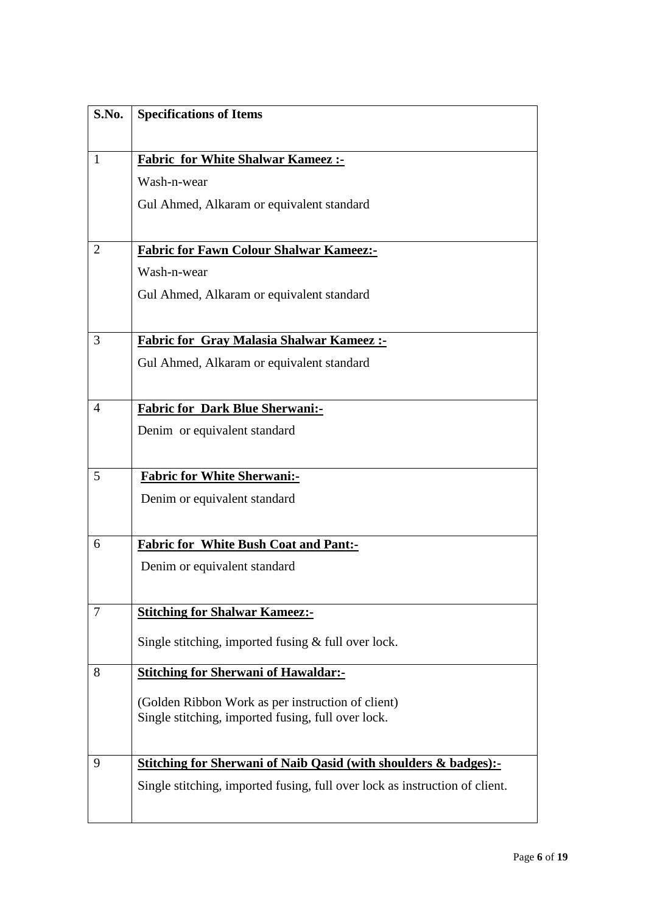| S.No. | Specifications of Items |
|---|---|
| 1 | **Fabric for White Shalwar Kameez :-**<br>Wash-n-wear<br>Gul Ahmed, Alkaram or equivalent standard |
| 2 | **Fabric for Fawn Colour Shalwar Kameez:-**<br>Wash-n-wear<br>Gul Ahmed, Alkaram or equivalent standard |
| 3 | **Fabric for Gray Malasia Shalwar Kameez :-**<br>Gul Ahmed, Alkaram or equivalent standard |
| 4 | **Fabric for Dark Blue Sherwani:-**<br>Denim or equivalent standard |
| 5 | **Fabric for White Sherwani:-**<br>Denim or equivalent standard |
| 6 | **Fabric for White Bush Coat and Pant:-**<br>Denim or equivalent standard |
| 7 | **Stitching for Shalwar Kameez:-**<br>Single stitching, imported fusing & full over lock. |
| 8 | **Stitching for Sherwani of Hawaldar:-**<br>(Golden Ribbon Work as per instruction of client)<br>Single stitching, imported fusing, full over lock. |
| 9 | **Stitching for Sherwani of Naib Qasid (with shoulders & badges):-**<br>Single stitching, imported fusing, full over lock as instruction of client. |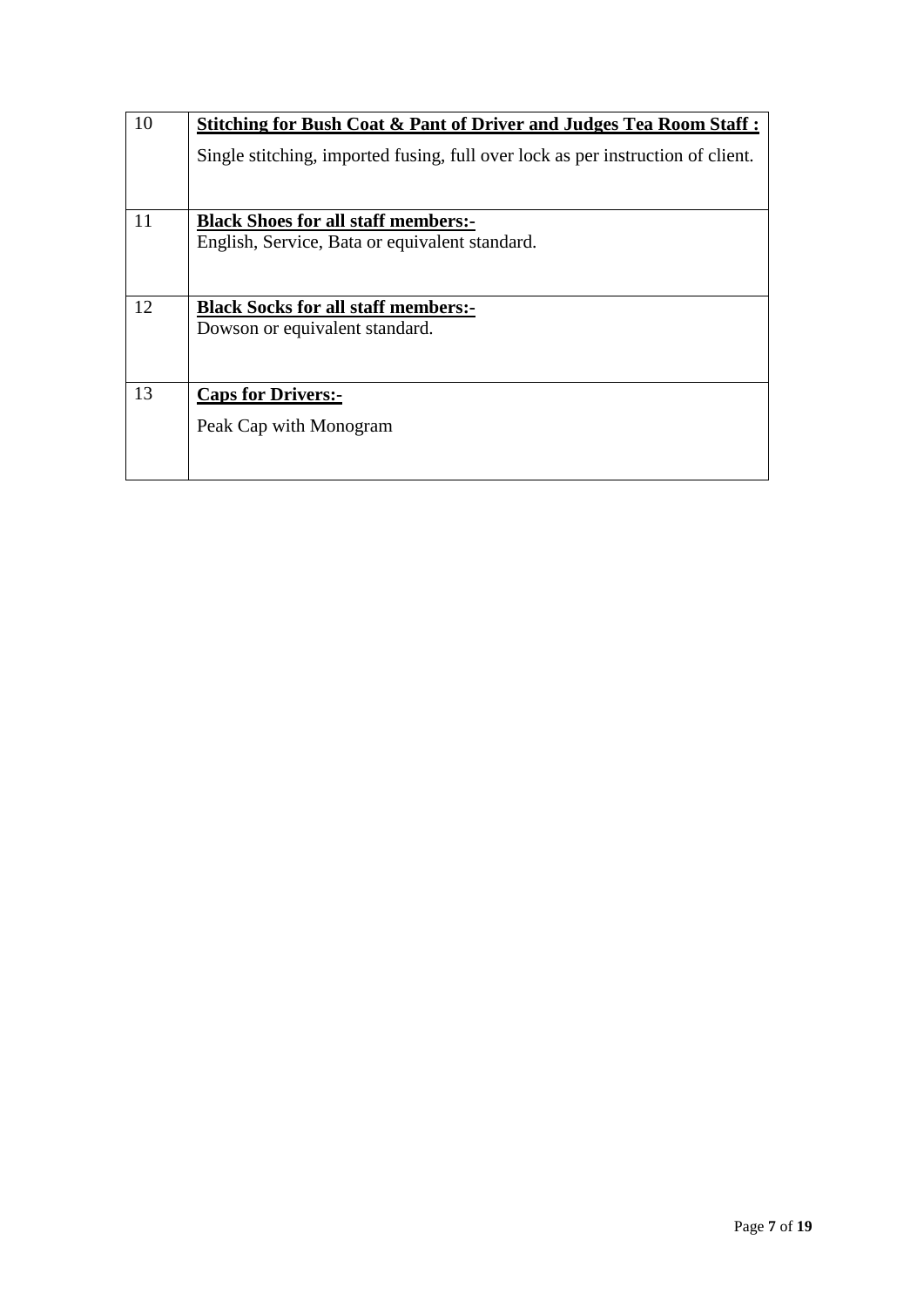| | |
|---|---|
| 10 | **<u>Stitching for Bush Coat & Pant of Driver and Judges Tea Room Staff :</u>**<br>Single stitching, imported fusing, full over lock as per instruction of client. |
| 11 | **<u>Black Shoes for all staff members:-</u>**<br>English, Service, Bata or equivalent standard. |
| 12 | **<u>Black Socks for all staff members:-</u>**<br>Dowson or equivalent standard. |
| 13 | **<u>Caps for Drivers:-</u>**<br>Peak Cap with Monogram |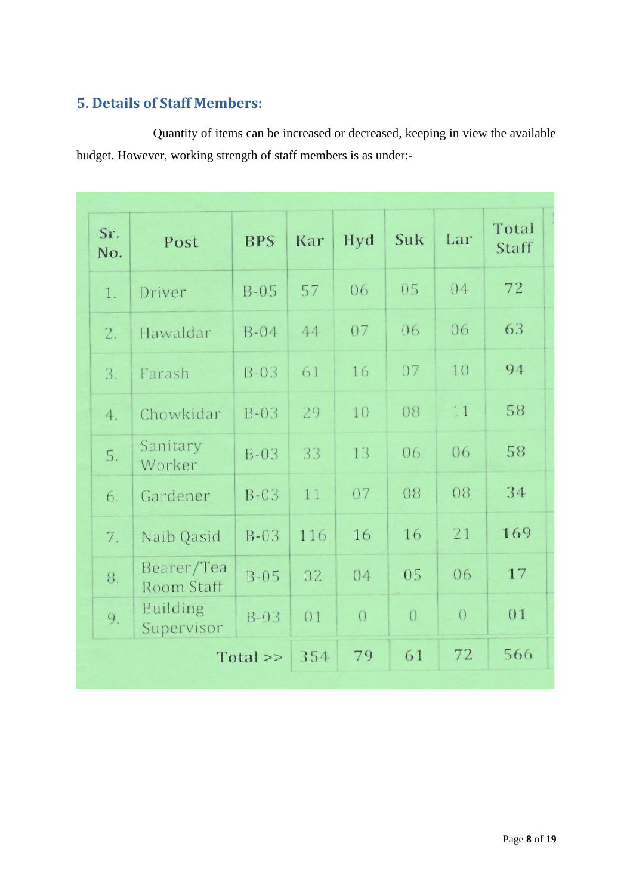## 5. Details of Staff Members:

Quantity of items can be increased or decreased, keeping in view the available budget. However, working strength of staff members is as under:-

| Sr. No. | Post | BPS | Kar | Hyd | Suk | Lar | Total Staff |
|---|---|---|---|---|---|---|---|
| 1. | Driver | B-05 | 57 | 06 | 05 | 04 | 72 |
| 2. | Hawaldar | B-04 | 44 | 07 | 06 | 06 | 63 |
| 3. | Farash | B-03 | 61 | 16 | 07 | 10 | 94 |
| 4. | Chowkidar | B-03 | 29 | 10 | 08 | 11 | 58 |
| 5. | Sanitary Worker | B-03 | 33 | 13 | 06 | 06 | 58 |
| 6. | Gardener | B-03 | 11 | 07 | 08 | 08 | 34 |
| 7. | Naib Qasid | B-03 | 116 | 16 | 16 | 21 | 169 |
| 8. | Bearer/Tea Room Staff | B-05 | 02 | 04 | 05 | 06 | 17 |
| 9. | Building Supervisor | B-03 | 01 | 0 | 0 | 0 | 01 |
| | | Total >> | 354 | 79 | 61 | 72 | 566 |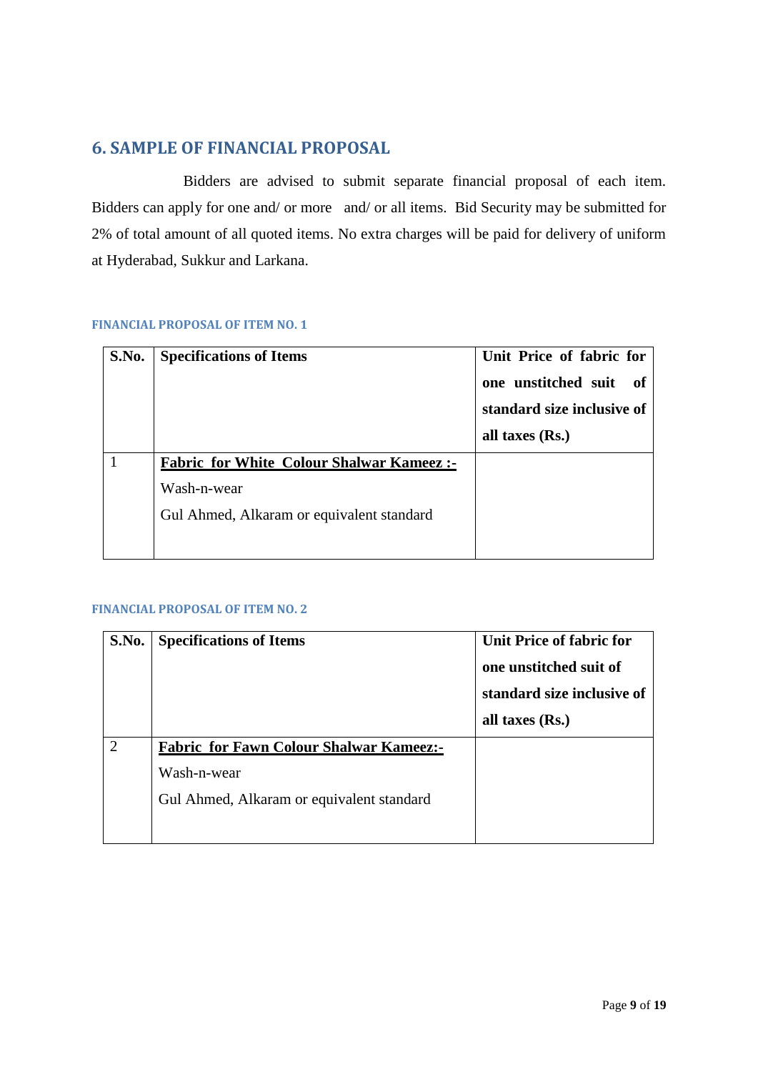## 6. SAMPLE OF FINANCIAL PROPOSAL

Bidders are advised to submit separate financial proposal of each item. Bidders can apply for one and/ or more and/ or all items. Bid Security may be submitted for 2% of total amount of all quoted items. No extra charges will be paid for delivery of uniform at Hyderabad, Sukkur and Larkana.

#### FINANCIAL PROPOSAL OF ITEM NO. 1

| S.No. | Specifications of Items | Unit Price of fabric for one unstitched suit of standard size inclusive of all taxes (Rs.) |
|---|---|---|
| 1 | **Fabric for White Colour Shalwar Kameez :-**<br>Wash-n-wear<br>Gul Ahmed, Alkaram or equivalent standard | |

#### FINANCIAL PROPOSAL OF ITEM NO. 2

| S.No. | Specifications of Items | Unit Price of fabric for one unstitched suit of standard size inclusive of all taxes (Rs.) |
|---|---|---|
| 2 | **Fabric for Fawn Colour Shalwar Kameez:-**<br>Wash-n-wear<br>Gul Ahmed, Alkaram or equivalent standard | |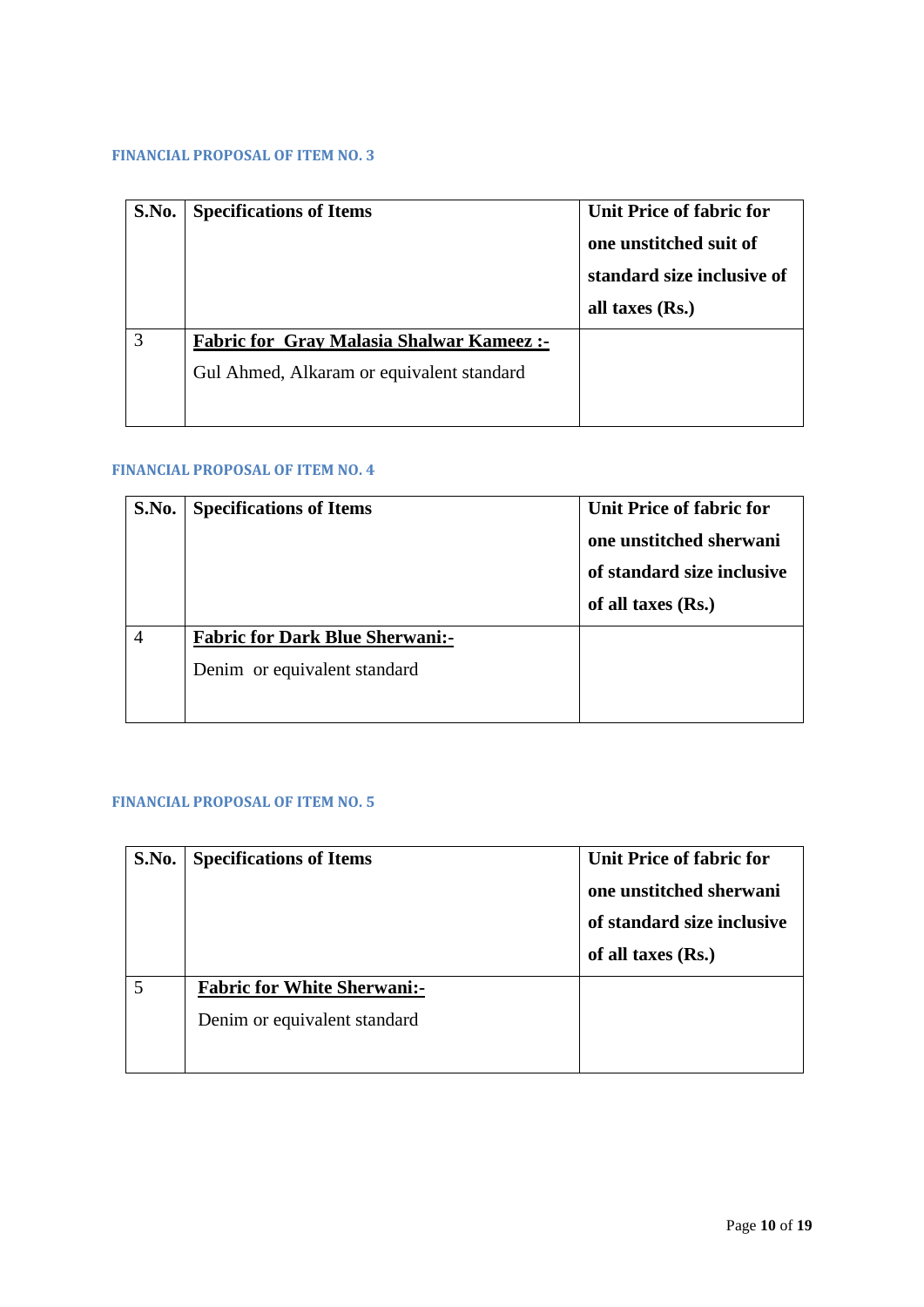#### FINANCIAL PROPOSAL OF ITEM NO. 3

| S.No. | Specifications of Items | Unit Price of fabric for one unstitched suit of standard size inclusive of all taxes (Rs.) |
|---|---|---|
| 3 | **<u>Fabric for Gray Malasia Shalwar Kameez :-</u>**<br>Gul Ahmed, Alkaram or equivalent standard | |

#### FINANCIAL PROPOSAL OF ITEM NO. 4

| S.No. | Specifications of Items | Unit Price of fabric for one unstitched sherwani of standard size inclusive of all taxes (Rs.) |
|---|---|---|
| 4 | **<u>Fabric for Dark Blue Sherwani:-</u>**<br>Denim or equivalent standard | |

#### FINANCIAL PROPOSAL OF ITEM NO. 5

| S.No. | Specifications of Items | Unit Price of fabric for one unstitched sherwani of standard size inclusive of all taxes (Rs.) |
|---|---|---|
| 5 | **<u>Fabric for White Sherwani:-</u>**<br>Denim or equivalent standard | |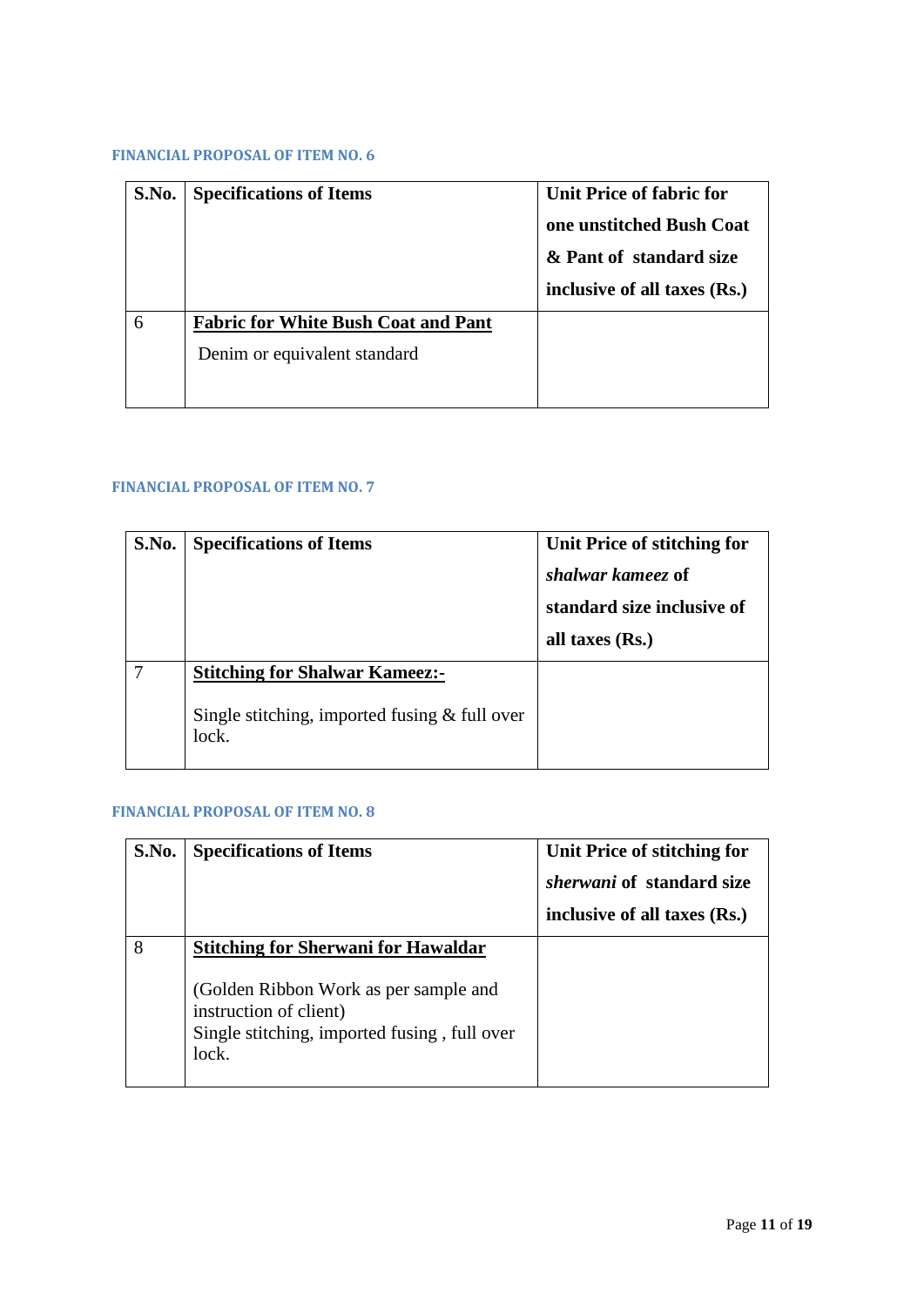### FINANCIAL PROPOSAL OF ITEM NO. 6

| S.No. | Specifications of Items | Unit Price of fabric for one unstitched Bush Coat & Pant of standard size inclusive of all taxes (Rs.) |
|---|---|---|
| 6 | **<u>Fabric for White Bush Coat and Pant</u>**<br>Denim or equivalent standard | |

### FINANCIAL PROPOSAL OF ITEM NO. 7

| S.No. | Specifications of Items | Unit Price of stitching for *shalwar kameez* of standard size inclusive of all taxes (Rs.) |
|---|---|---|
| 7 | **<u>Stitching for Shalwar Kameez:-</u>**<br>Single stitching, imported fusing & full over lock. | |

### FINANCIAL PROPOSAL OF ITEM NO. 8

| S.No. | Specifications of Items | Unit Price of stitching for *sherwani* of standard size inclusive of all taxes (Rs.) |
|---|---|---|
| 8 | **<u>Stitching for Sherwani for Hawaldar</u>**<br>(Golden Ribbon Work as per sample and instruction of client)<br>Single stitching, imported fusing , full over lock. | |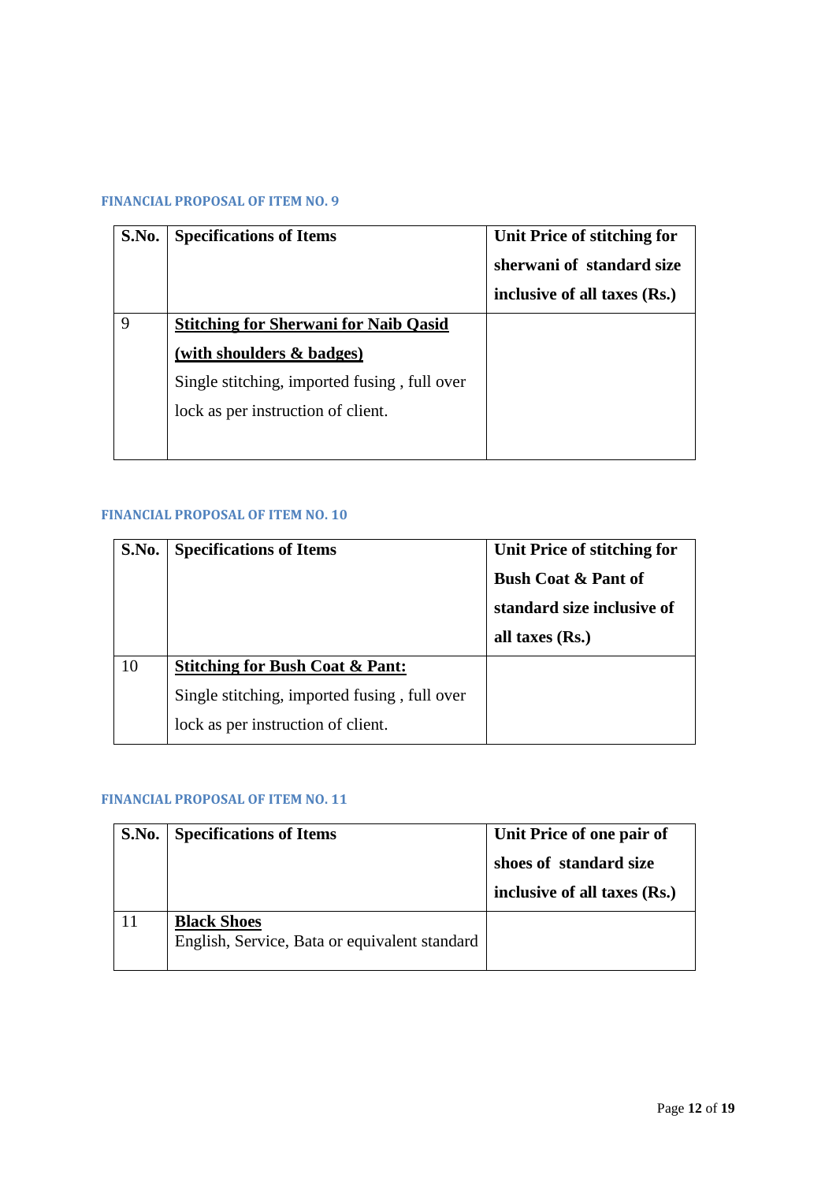#### FINANCIAL PROPOSAL OF ITEM NO. 9

| S.No. | Specifications of Items | Unit Price of stitching for sherwani of standard size inclusive of all taxes (Rs.) |
|---|---|---|
| 9 | **<u>Stitching for Sherwani for Naib Qasid (with shoulders & badges)</u>**<br>Single stitching, imported fusing , full over lock as per instruction of client. | |

#### FINANCIAL PROPOSAL OF ITEM NO. 10

| S.No. | Specifications of Items | Unit Price of stitching for Bush Coat & Pant of standard size inclusive of all taxes (Rs.) |
|---|---|---|
| 10 | **<u>Stitching for Bush Coat & Pant:</u>**<br>Single stitching, imported fusing , full over lock as per instruction of client. | |

#### FINANCIAL PROPOSAL OF ITEM NO. 11

| S.No. | Specifications of Items | Unit Price of one pair of shoes of standard size inclusive of all taxes (Rs.) |
|---|---|---|
| 11 | **<u>Black Shoes</u>**<br>English, Service, Bata or equivalent standard | |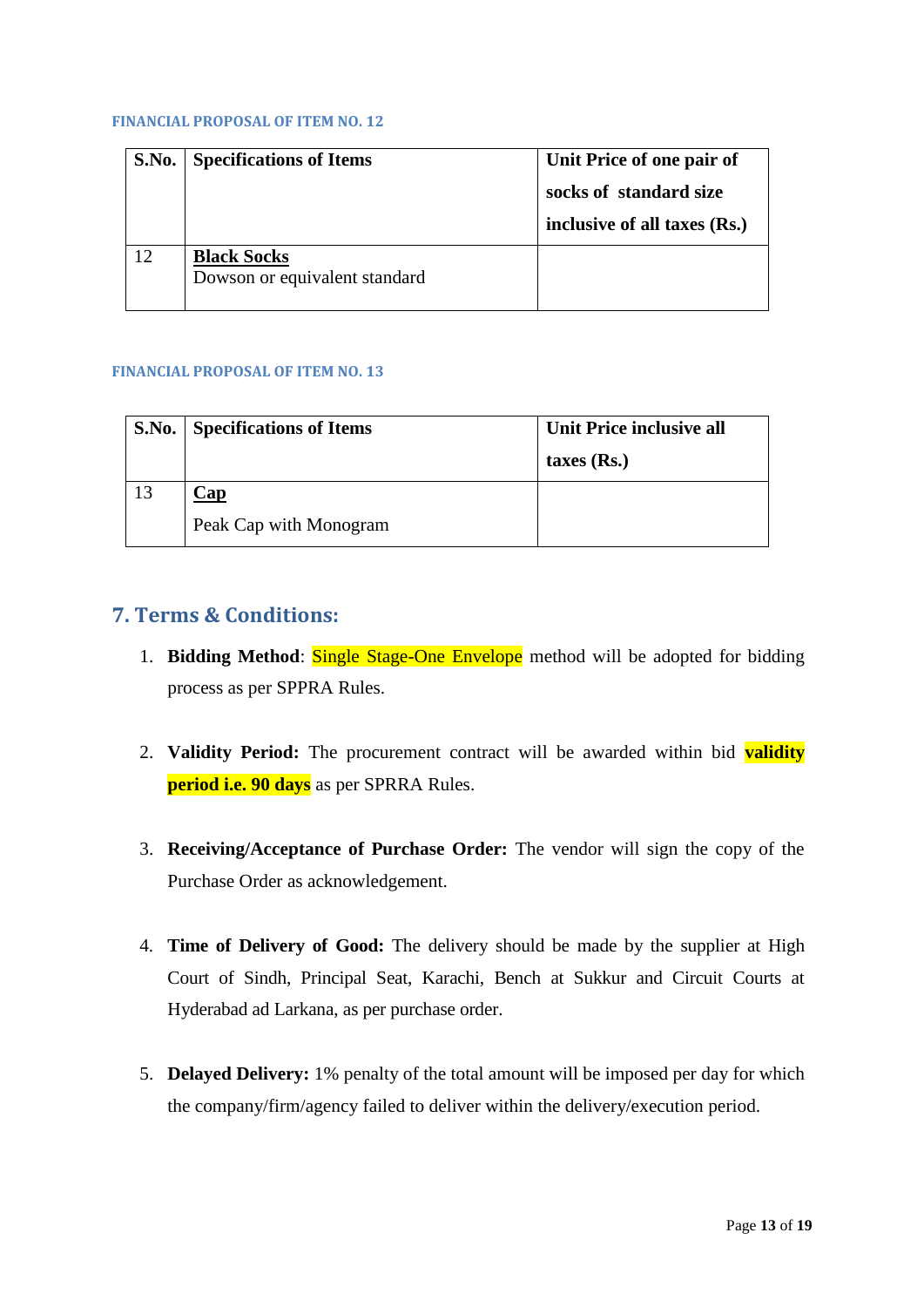#### FINANCIAL PROPOSAL OF ITEM NO. 12

| S.No. | Specifications of Items | Unit Price of one pair of socks of standard size inclusive of all taxes (Rs.) |
|---|---|---|
| 12 | **Black Socks**<br>Dowson or equivalent standard | |

#### FINANCIAL PROPOSAL OF ITEM NO. 13

| S.No. | Specifications of Items | Unit Price inclusive all taxes (Rs.) |
|---|---|---|
| 13 | **Cap**<br>Peak Cap with Monogram | |

## 7. Terms & Conditions:

1. **Bidding Method**: Single Stage-One Envelope method will be adopted for bidding process as per SPPRA Rules.

2. **Validity Period:** The procurement contract will be awarded within bid **validity period i.e. 90 days** as per SPRRA Rules.

3. **Receiving/Acceptance of Purchase Order:** The vendor will sign the copy of the Purchase Order as acknowledgement.

4. **Time of Delivery of Good:** The delivery should be made by the supplier at High Court of Sindh, Principal Seat, Karachi, Bench at Sukkur and Circuit Courts at Hyderabad ad Larkana, as per purchase order.

5. **Delayed Delivery:** 1% penalty of the total amount will be imposed per day for which the company/firm/agency failed to deliver within the delivery/execution period.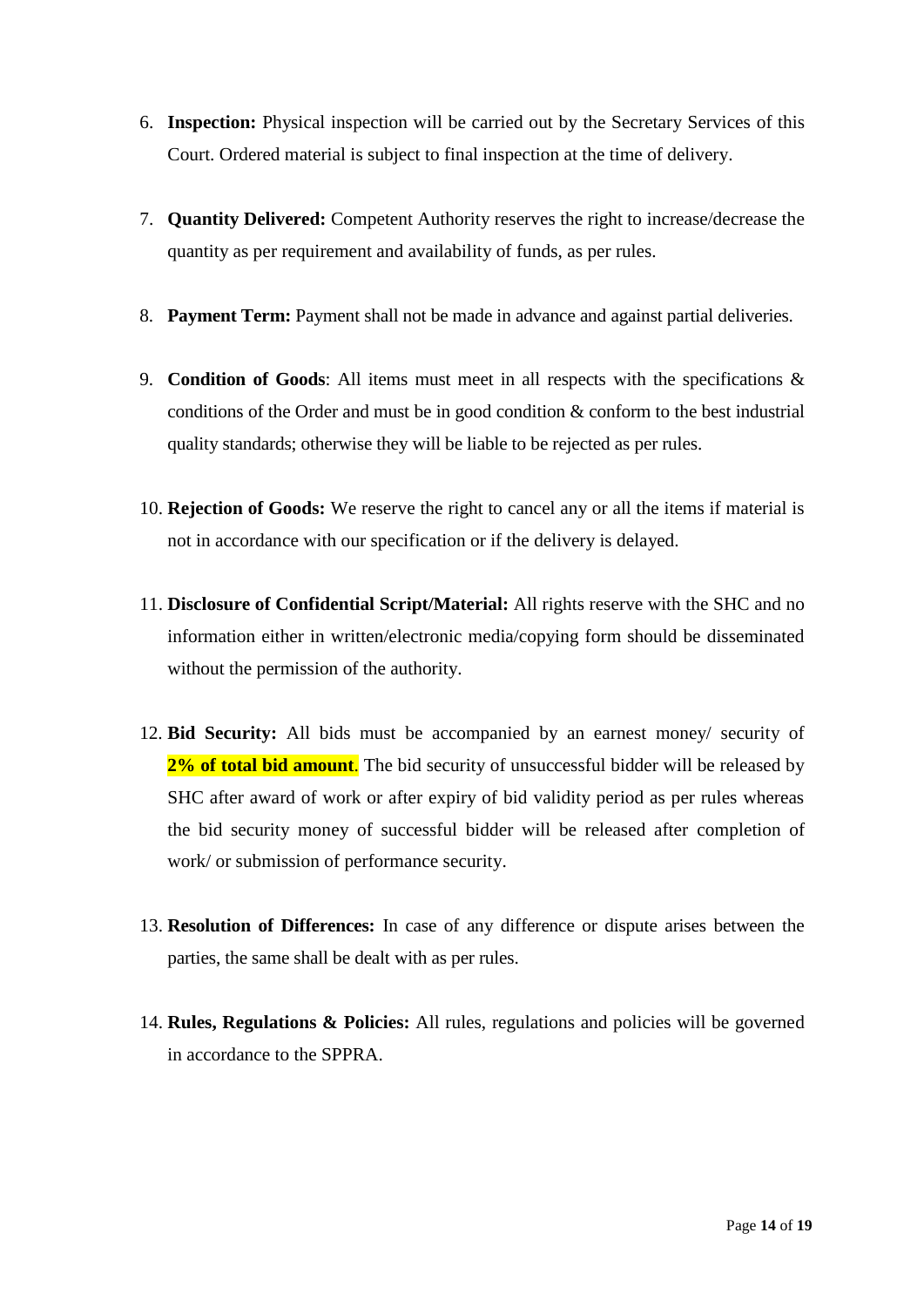6. **Inspection:** Physical inspection will be carried out by the Secretary Services of this Court. Ordered material is subject to final inspection at the time of delivery.

7. **Quantity Delivered:** Competent Authority reserves the right to increase/decrease the quantity as per requirement and availability of funds, as per rules.

8. **Payment Term:** Payment shall not be made in advance and against partial deliveries.

9. **Condition of Goods**: All items must meet in all respects with the specifications & conditions of the Order and must be in good condition & conform to the best industrial quality standards; otherwise they will be liable to be rejected as per rules.

10. **Rejection of Goods:** We reserve the right to cancel any or all the items if material is not in accordance with our specification or if the delivery is delayed.

11. **Disclosure of Confidential Script/Material:** All rights reserve with the SHC and no information either in written/electronic media/copying form should be disseminated without the permission of the authority.

12. **Bid Security:** All bids must be accompanied by an earnest money/ security of **2% of total bid amount**. The bid security of unsuccessful bidder will be released by SHC after award of work or after expiry of bid validity period as per rules whereas the bid security money of successful bidder will be released after completion of work/ or submission of performance security.

13. **Resolution of Differences:** In case of any difference or dispute arises between the parties, the same shall be dealt with as per rules.

14. **Rules, Regulations & Policies:** All rules, regulations and policies will be governed in accordance to the SPPRA.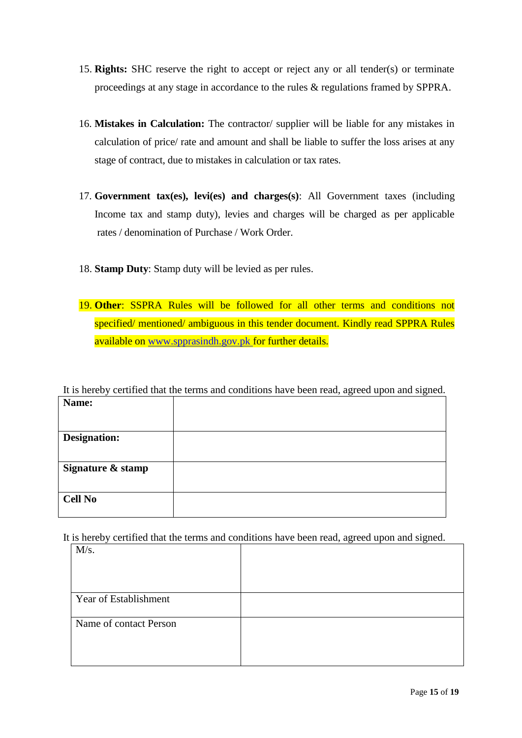15. **Rights:** SHC reserve the right to accept or reject any or all tender(s) or terminate proceedings at any stage in accordance to the rules & regulations framed by SPPRA.

16. **Mistakes in Calculation:** The contractor/ supplier will be liable for any mistakes in calculation of price/ rate and amount and shall be liable to suffer the loss arises at any stage of contract, due to mistakes in calculation or tax rates.

17. **Government tax(es), levi(es) and charges(s)**: All Government taxes (including Income tax and stamp duty), levies and charges will be charged as per applicable rates / denomination of Purchase / Work Order.

18. **Stamp Duty**: Stamp duty will be levied as per rules.

19. **Other**: SSPRA Rules will be followed for all other terms and conditions not specified/ mentioned/ ambiguous in this tender document. Kindly read SPPRA Rules available on www.spprasindh.gov.pk for further details.

It is hereby certified that the terms and conditions have been read, agreed upon and signed.

| **Name:** | |
|---|---|
| **Designation:** | |
| **Signature & stamp** | |
| **Cell No** | |

It is hereby certified that the terms and conditions have been read, agreed upon and signed.

| M/s. | |
|---|---|
| Year of Establishment | |
| Name of contact Person | |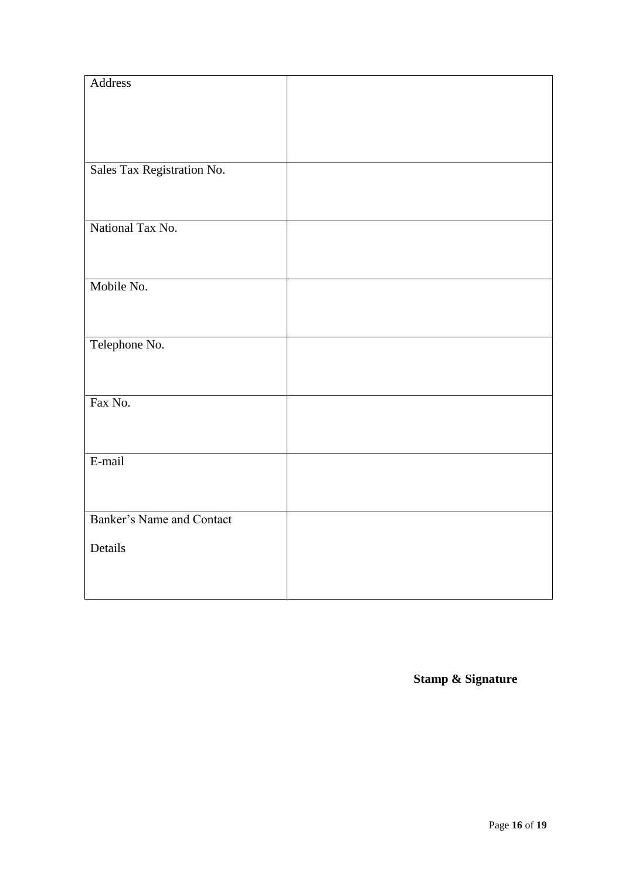| Address | |
|---|---|
| Sales Tax Registration No. | |
| National Tax No. | |
| Mobile No. | |
| Telephone No. | |
| Fax No. | |
| E-mail | |
| Banker's Name and Contact Details | |

**Stamp & Signature**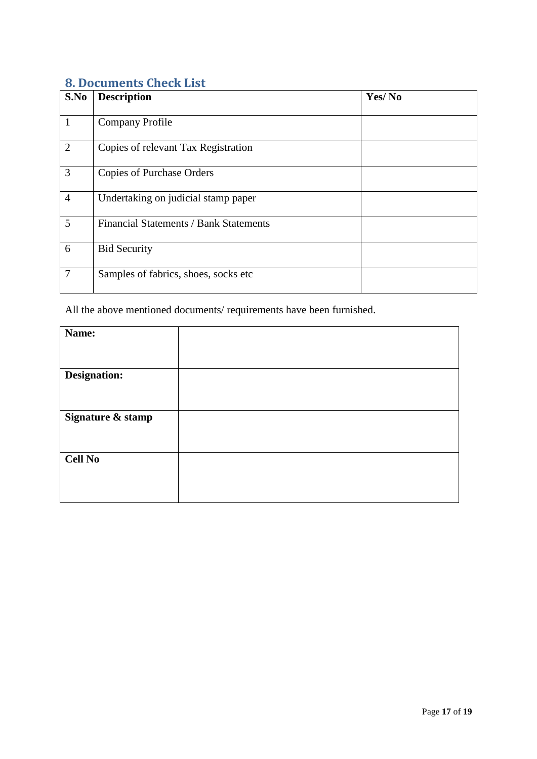## 8. Documents Check List

| S.No | Description | Yes/ No |
|---|---|---|
| 1 | Company Profile | |
| 2 | Copies of relevant Tax Registration | |
| 3 | Copies of Purchase Orders | |
| 4 | Undertaking on judicial stamp paper | |
| 5 | Financial Statements / Bank Statements | |
| 6 | Bid Security | |
| 7 | Samples of fabrics, shoes, socks etc | |

All the above mentioned documents/ requirements have been furnished.

| **Name:** | |
|---|---|
| **Designation:** | |
| **Signature & stamp** | |
| **Cell No** | |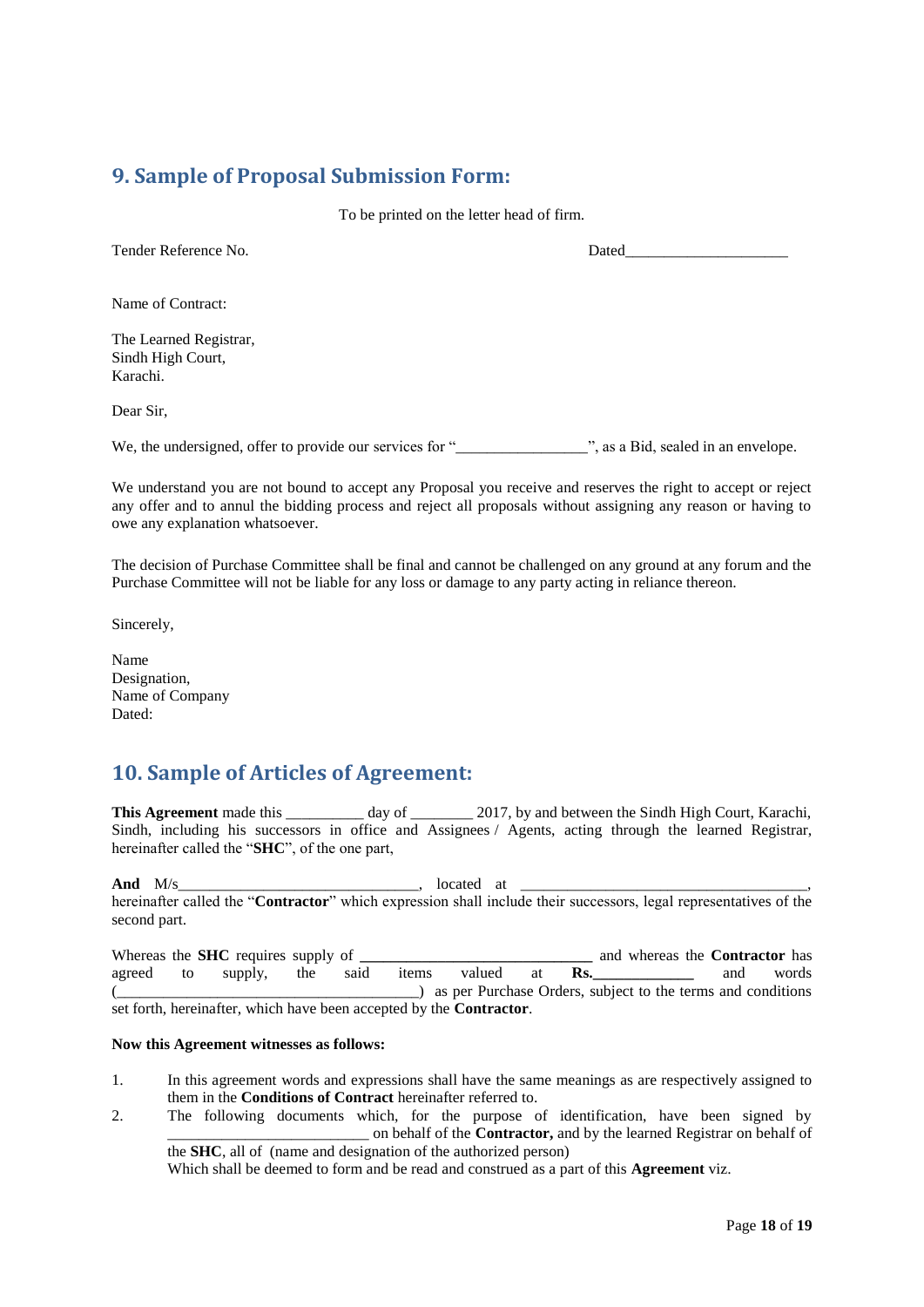## 9. Sample of Proposal Submission Form:

To be printed on the letter head of firm.

Tender Reference No. Dated_____________________

Name of Contract:

The Learned Registrar,
Sindh High Court,
Karachi.

Dear Sir,

We, the undersigned, offer to provide our services for "_________________", as a Bid, sealed in an envelope.

We understand you are not bound to accept any Proposal you receive and reserves the right to accept or reject any offer and to annul the bidding process and reject all proposals without assigning any reason or having to owe any explanation whatsoever.

The decision of Purchase Committee shall be final and cannot be challenged on any ground at any forum and the Purchase Committee will not be liable for any loss or damage to any party acting in reliance thereon.

Sincerely,

Name
Designation,
Name of Company
Dated:

## 10. Sample of Articles of Agreement:

**This Agreement** made this __________ day of ________ 2017, by and between the Sindh High Court, Karachi, Sindh, including his successors in office and Assignees / Agents, acting through the learned Registrar, hereinafter called the "**SHC**", of the one part,

**And** M/s________________________________, located at _____________________________________, hereinafter called the "**Contractor**" which expression shall include their successors, legal representatives of the second part.

Whereas the **SHC** requires supply of **______________________________** and whereas the **Contractor** has agreed to supply, the said items valued at **Rs.____________** and words (_______________________________________) as per Purchase Orders, subject to the terms and conditions set forth, hereinafter, which have been accepted by the **Contractor**.

**Now this Agreement witnesses as follows:**

1. In this agreement words and expressions shall have the same meanings as are respectively assigned to them in the **Conditions of Contract** hereinafter referred to.
2. The following documents which, for the purpose of identification, have been signed by __________________________ on behalf of the **Contractor,** and by the learned Registrar on behalf of the **SHC**, all of (name and designation of the authorized person)
   Which shall be deemed to form and be read and construed as a part of this **Agreement** viz.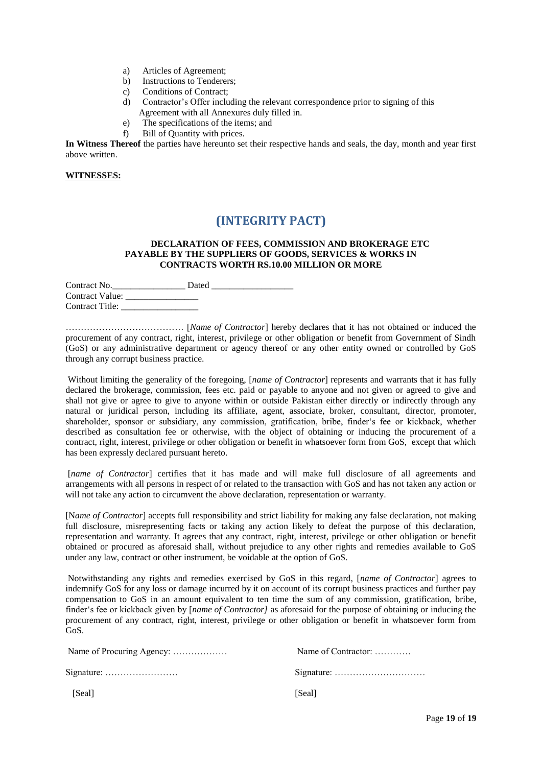a) Articles of Agreement;
b) Instructions to Tenderers;
c) Conditions of Contract;
d) Contractor's Offer including the relevant correspondence prior to signing of this Agreement with all Annexures duly filled in.
e) The specifications of the items; and
f) Bill of Quantity with prices.

**In Witness Thereof** the parties have hereunto set their respective hands and seals, the day, month and year first above written.

**WITNESSES:**

# (INTEGRITY PACT)

**DECLARATION OF FEES, COMMISSION AND BROKERAGE ETC PAYABLE BY THE SUPPLIERS OF GOODS, SERVICES & WORKS IN CONTRACTS WORTH RS.10.00 MILLION OR MORE**

Contract No.________________ Dated __________________
Contract Value: ________________
Contract Title: _________________

………………………………… [*Name of Contractor*] hereby declares that it has not obtained or induced the procurement of any contract, right, interest, privilege or other obligation or benefit from Government of Sindh (GoS) or any administrative department or agency thereof or any other entity owned or controlled by GoS through any corrupt business practice.

Without limiting the generality of the foregoing, [*name of Contractor*] represents and warrants that it has fully declared the brokerage, commission, fees etc. paid or payable to anyone and not given or agreed to give and shall not give or agree to give to anyone within or outside Pakistan either directly or indirectly through any natural or juridical person, including its affiliate, agent, associate, broker, consultant, director, promoter, shareholder, sponsor or subsidiary, any commission, gratification, bribe, finder's fee or kickback, whether described as consultation fee or otherwise, with the object of obtaining or inducing the procurement of a contract, right, interest, privilege or other obligation or benefit in whatsoever form from GoS, except that which has been expressly declared pursuant hereto.

[*name of Contractor*] certifies that it has made and will make full disclosure of all agreements and arrangements with all persons in respect of or related to the transaction with GoS and has not taken any action or will not take any action to circumvent the above declaration, representation or warranty.

[N*ame of Contractor*] accepts full responsibility and strict liability for making any false declaration, not making full disclosure, misrepresenting facts or taking any action likely to defeat the purpose of this declaration, representation and warranty. It agrees that any contract, right, interest, privilege or other obligation or benefit obtained or procured as aforesaid shall, without prejudice to any other rights and remedies available to GoS under any law, contract or other instrument, be voidable at the option of GoS.

Notwithstanding any rights and remedies exercised by GoS in this regard, [*name of Contractor*] agrees to indemnify GoS for any loss or damage incurred by it on account of its corrupt business practices and further pay compensation to GoS in an amount equivalent to ten time the sum of any commission, gratification, bribe, finder's fee or kickback given by [*name of Contractor]* as aforesaid for the purpose of obtaining or inducing the procurement of any contract, right, interest, privilege or other obligation or benefit in whatsoever form from GoS.

| | |
|---|---|
| Name of Procuring Agency: ……………… | Name of Contractor: ………… |
| Signature: …………………… | Signature: ………………………… |
| [Seal] | [Seal] |